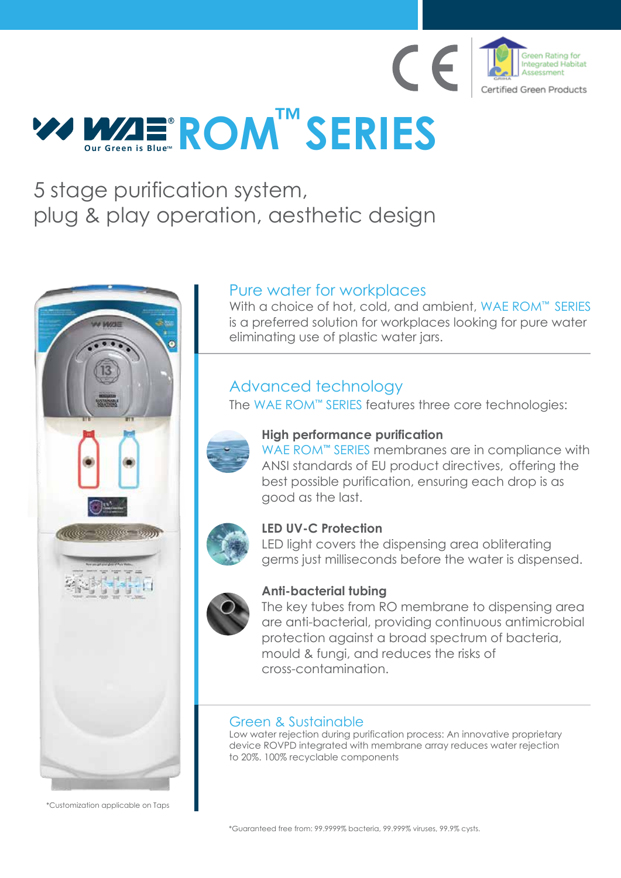CE

Green Rating for Integrated Habitat Assessment

Certified Green Products

# WAE® ROM™ SERIES

Our Green is Blue™

## 5 stage purification system, plug & play operation, aesthetic design

### Pure water for workplaces

With a choice of hot, cold, and ambient, WAE ROM™ SERIES is a preferred solution for workplaces looking for pure water eliminating use of plastic water jars.

### Advanced technology

The WAE ROM™ SERIES features three core technologies:

**High performance purification**
WAE ROM™ SERIES membranes are in compliance with ANSI standards of EU product directives, offering the best possible purification, ensuring each drop is as good as the last.

**LED UV-C Protection**
LED light covers the dispensing area obliterating germs just milliseconds before the water is dispensed.

**Anti-bacterial tubing**
The key tubes from RO membrane to dispensing area are anti-bacterial, providing continuous antimicrobial protection against a broad spectrum of bacteria, mould & fungi, and reduces the risks of cross-contamination.

### Green & Sustainable

Low water rejection during purification process: An innovative proprietary device ROVPD integrated with membrane array reduces water rejection to 20%. 100% recyclable components

*Customization applicable on Taps

*Guaranteed free from: 99.9999% bacteria, 99.999% viruses, 99.9% cysts.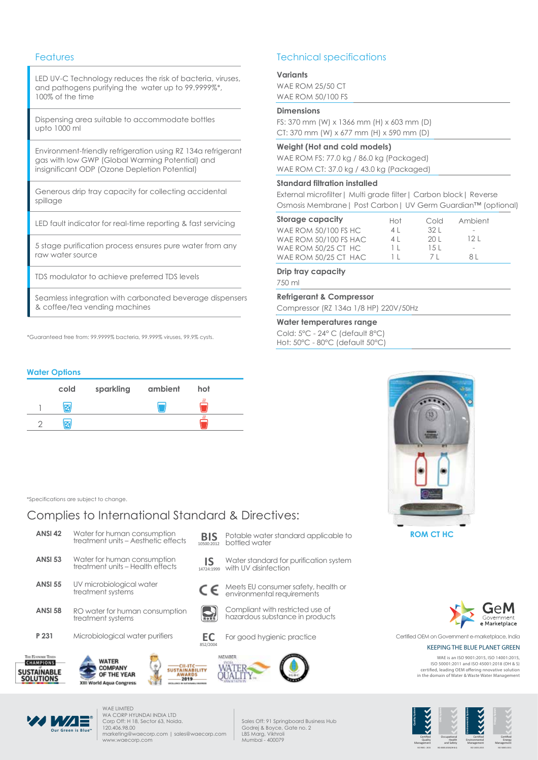## Features

- LED UV-C Technology reduces the risk of bacteria, viruses, and pathogens purifying the water up to 99.9999%*, 100% of the time
- Dispensing area suitable to accommodate bottles upto 1000 ml
- Environment-friendly refrigeration using RZ 134a refrigerant gas with low GWP (Global Warming Potential) and insignificant ODP (Ozone Depletion Potential)
- Generous drip tray capacity for collecting accidental spillage
- LED fault indicator for real-time reporting & fast servicing
- 5 stage purification process ensures pure water from any raw water source
- TDS modulator to achieve preferred TDS levels
- Seamless integration with carbonated beverage dispensers & coffee/tea vending machines

*Guaranteed free from: 99.9999% bacteria, 99.999% viruses, 99.9% cysts.

## Technical specifications

**Variants**
WAE ROM 25/50 CT
WAE ROM 50/100 FS

**Dimensions**
FS: 370 mm (W) x 1366 mm (H) x 603 mm (D)
CT: 370 mm (W) x 677 mm (H) x 590 mm (D)

**Weight (Hot and cold models)**
WAE ROM FS: 77.0 kg / 86.0 kg (Packaged)
WAE ROM CT: 37.0 kg / 43.0 kg (Packaged)

**Standard filtration installed**
External microfilter | Multi grade filter | Carbon block | Reverse Osmosis Membrane | Post Carbon | UV Germ Guardian™ (optional)

| Storage capacity | Hot | Cold | Ambient |
|---|---|---|---|
| WAE ROM 50/100 FS HC | 4 L | 32 L | - |
| WAE ROM 50/100 FS HAC | 4 L | 20 L | 12 L |
| WAE ROM 50/25 CT HC | 1 L | 15 L | - |
| WAE ROM 50/25 CT HAC | 1 L | 7 L | 8 L |

**Drip tray capacity**
750 ml

**Refrigerant & Compressor**
Compressor (RZ 134a 1/8 HP) 220V/50Hz

**Water temperatures range**
Cold: 5°C - 24° C (default 8°C)
Hot: 50°C - 80°C (default 50°C)

### Water Options

| | cold | sparkling | ambient | hot |
|---|---|---|---|---|
| 1 | ✓ | | ✓ | ✓ |
| 2 | ✓ | | | ✓ |

ROM CT HC

*Specifications are subject to change.

## Complies to International Standard & Directives:

| | | | |
|---|---|---|---|
| **ANSI 42** | Water for human consumption treatment units – Aesthetic effects | **BIS** 10500:2012 | Potable water standard applicable to bottled water |
| **ANSI 53** | Water for human consumption treatment units – Health effects | **IS** 14724:1999 | Water standard for purification system with UV disinfection |
| **ANSI 55** | UV microbiological water treatment systems | CE | Meets EU consumer safety, health or environmental requirements |
| **ANSI 58** | RO water for human consumption treatment systems | RoHS | Compliant with restricted use of hazardous substance in products |
| **P 231** | Microbiological water purifiers | **EC** 852/2004 | For good hygienic practice |

The Economic Times CHAMPIONS SUSTAINABLE SOLUTIONS | WATER COMPANY OF THE YEAR XIII World Aqua Congress | CII-ITC SUSTAINABILITY AWARDS 2019 | MEMBER INDIA WATER QUALITY ASSOCIATION | IGBC

GeM Government e Marketplace
Certified OEM on Government e-marketplace, India

KEEPING THE BLUE PLANET GREEN

WAE is an ISO 9001:2015, ISO 14001:2015, ISO 50001:2011 and ISO 45001:2018 (OH & S) certified, leading OEM offering nnovative solution in the domain of Water & Waste Water Management

WAE Our Green is Blue™

WAE LIMITED
WA CORP HYUNDAI INDIA LTD
Corp Off: H 18, Sector 63, Noida.
120.406.98.00
marketing@waecorp.com | sales@waecorp.com
www.waecorp.com

Sales Off: 91 Springboard Business Hub
Godrej & Boyce, Gate no. 2
LBS Marg, Vikhroli
Mumbai - 400079

Certified Quality Management | Occupational Health and Safety | Certified Environmental Management | Certified Energy Management